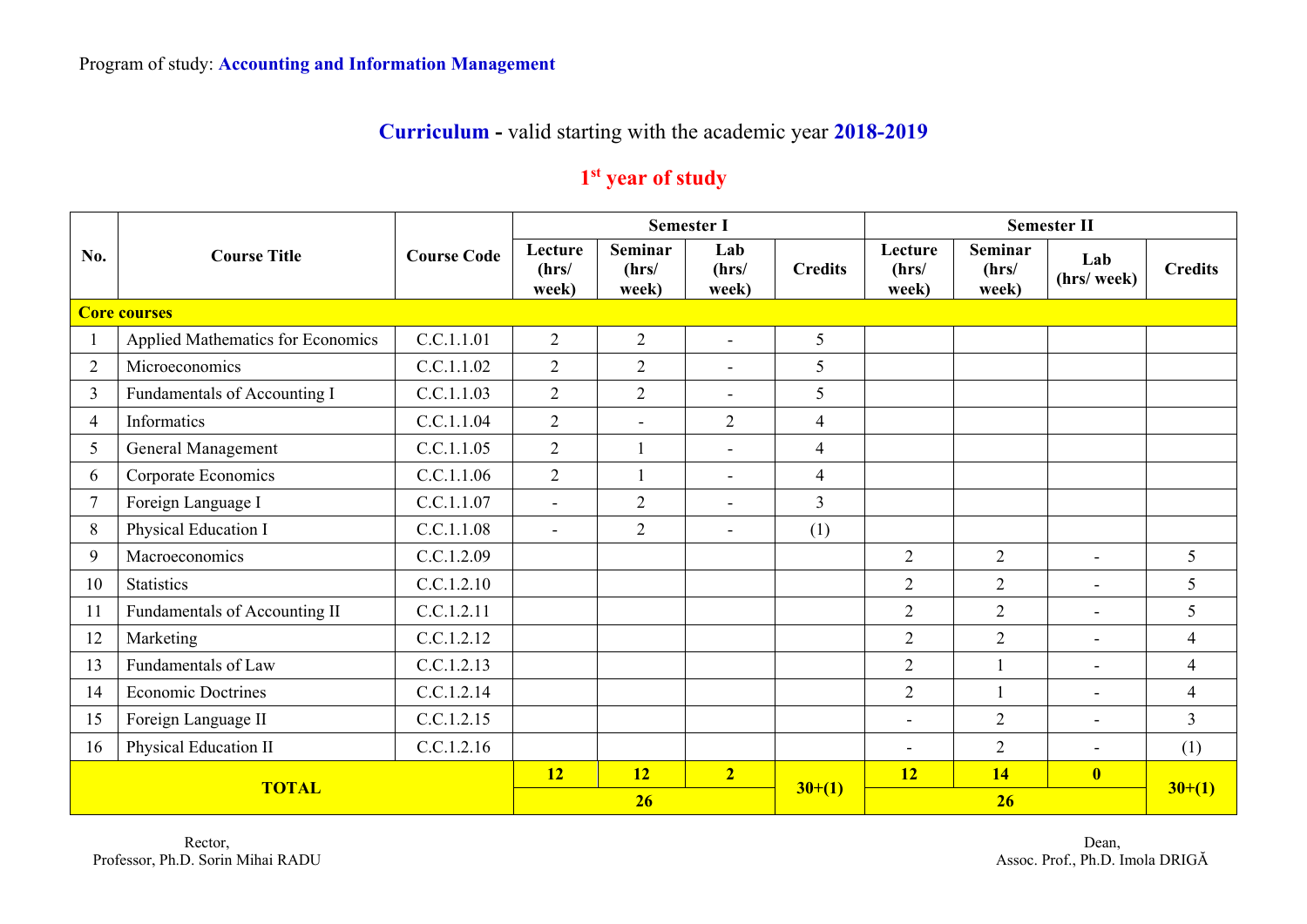Program of study: **Accounting and Information Management**

## **Curriculum** - valid starting with the academic year **2018-2019**

### 1st year of study

| No. | Course Title | Course Code | Semester I | | | | Semester II | | | |
|---|---|---|---|---|---|---|---|---|---|---|
| | | | Lecture (hrs/ week) | Seminar (hrs/ week) | Lab (hrs/ week) | Credits | Lecture (hrs/ week) | Seminar (hrs/ week) | Lab (hrs/ week) | Credits |
| **Core courses** | | | | | | | | | | |
| 1 | Applied Mathematics for Economics | C.C.1.1.01 | 2 | 2 | - | 5 | | | | |
| 2 | Microeconomics | C.C.1.1.02 | 2 | 2 | - | 5 | | | | |
| 3 | Fundamentals of Accounting I | C.C.1.1.03 | 2 | 2 | - | 5 | | | | |
| 4 | Informatics | C.C.1.1.04 | 2 | - | 2 | 4 | | | | |
| 5 | General Management | C.C.1.1.05 | 2 | 1 | - | 4 | | | | |
| 6 | Corporate Economics | C.C.1.1.06 | 2 | 1 | - | 4 | | | | |
| 7 | Foreign Language I | C.C.1.1.07 | - | 2 | - | 3 | | | | |
| 8 | Physical Education I | C.C.1.1.08 | - | 2 | - | (1) | | | | |
| 9 | Macroeconomics | C.C.1.2.09 | | | | | 2 | 2 | - | 5 |
| 10 | Statistics | C.C.1.2.10 | | | | | 2 | 2 | - | 5 |
| 11 | Fundamentals of Accounting II | C.C.1.2.11 | | | | | 2 | 2 | - | 5 |
| 12 | Marketing | C.C.1.2.12 | | | | | 2 | 2 | - | 4 |
| 13 | Fundamentals of Law | C.C.1.2.13 | | | | | 2 | 1 | - | 4 |
| 14 | Economic Doctrines | C.C.1.2.14 | | | | | 2 | 1 | - | 4 |
| 15 | Foreign Language II | C.C.1.2.15 | | | | | - | 2 | - | 3 |
| 16 | Physical Education II | C.C.1.2.16 | | | | | - | 2 | - | (1) |
| **TOTAL** | | | **12** | **12** | **2** | **30+(1)** | **12** | **14** | **0** | **30+(1)** |
| | | | **26** | | | | **26** | | | |

Rector,
Professor, Ph.D. Sorin Mihai RADU

Dean,
Assoc. Prof., Ph.D. Imola DRIGĂ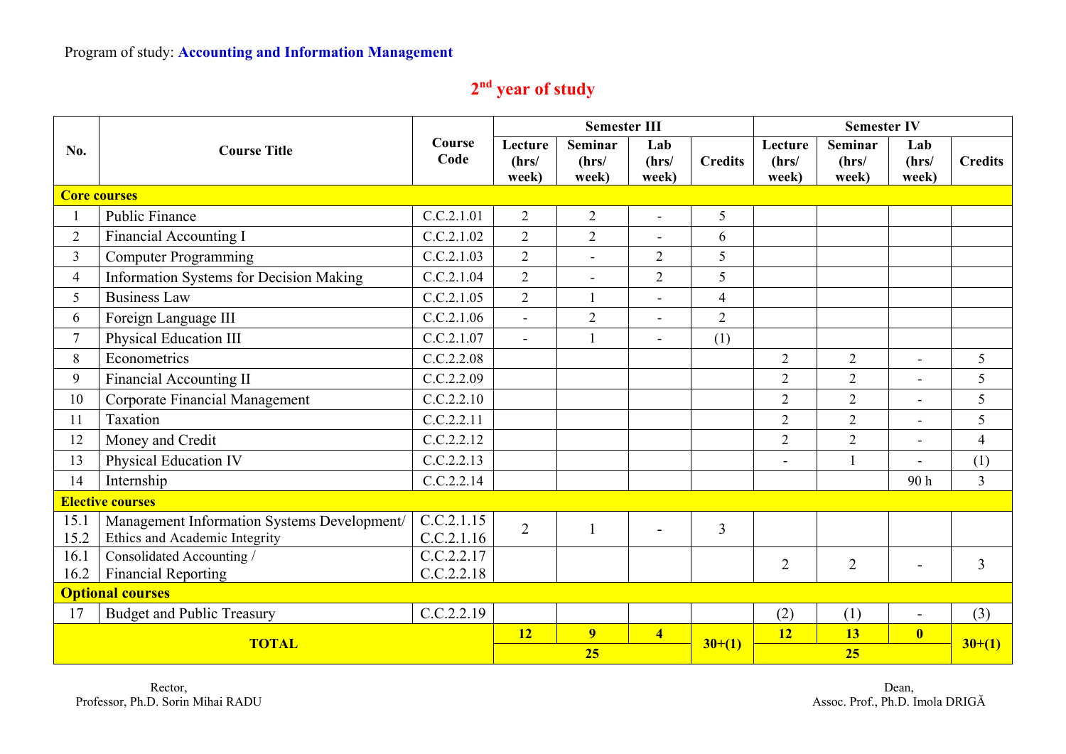Program of study: **Accounting and Information Management**

## 2nd year of study

| No. | Course Title | Course Code | Semester III | | | | Semester IV | | | |
|---|---|---|---|---|---|---|---|---|---|---|
| | | | Lecture (hrs/ week) | Seminar (hrs/ week) | Lab (hrs/ week) | Credits | Lecture (hrs/ week) | Seminar (hrs/ week) | Lab (hrs/ week) | Credits |
| **Core courses** | | | | | | | | | | |
| 1 | Public Finance | C.C.2.1.01 | 2 | 2 | - | 5 | | | | |
| 2 | Financial Accounting I | C.C.2.1.02 | 2 | 2 | - | 6 | | | | |
| 3 | Computer Programming | C.C.2.1.03 | 2 | - | 2 | 5 | | | | |
| 4 | Information Systems for Decision Making | C.C.2.1.04 | 2 | - | 2 | 5 | | | | |
| 5 | Business Law | C.C.2.1.05 | 2 | 1 | - | 4 | | | | |
| 6 | Foreign Language III | C.C.2.1.06 | - | 2 | - | 2 | | | | |
| 7 | Physical Education III | C.C.2.1.07 | - | 1 | - | (1) | | | | |
| 8 | Econometrics | C.C.2.2.08 | | | | | 2 | 2 | - | 5 |
| 9 | Financial Accounting II | C.C.2.2.09 | | | | | 2 | 2 | - | 5 |
| 10 | Corporate Financial Management | C.C.2.2.10 | | | | | 2 | 2 | - | 5 |
| 11 | Taxation | C.C.2.2.11 | | | | | 2 | 2 | - | 5 |
| 12 | Money and Credit | C.C.2.2.12 | | | | | 2 | 2 | - | 4 |
| 13 | Physical Education IV | C.C.2.2.13 | | | | | - | 1 | - | (1) |
| 14 | Internship | C.C.2.2.14 | | | | | | | 90 h | 3 |
| **Elective courses** | | | | | | | | | | |
| 15.1 15.2 | Management Information Systems Development/ Ethics and Academic Integrity | C.C.2.1.15 C.C.2.1.16 | 2 | 1 | - | 3 | | | | |
| 16.1 16.2 | Consolidated Accounting / Financial Reporting | C.C.2.2.17 C.C.2.2.18 | | | | | 2 | 2 | - | 3 |
| **Optional courses** | | | | | | | | | | |
| 17 | Budget and Public Treasury | C.C.2.2.19 | | | | | (2) | (1) | - | (3) |
| **TOTAL** | | | **12** | **9** | **4** | **30+(1)** | **12** | **13** | **0** | **30+(1)** |
| | | | **25** | | | | **25** | | | |

Rector,
Professor, Ph.D. Sorin Mihai RADU

Dean,
Assoc. Prof., Ph.D. Imola DRIGĂ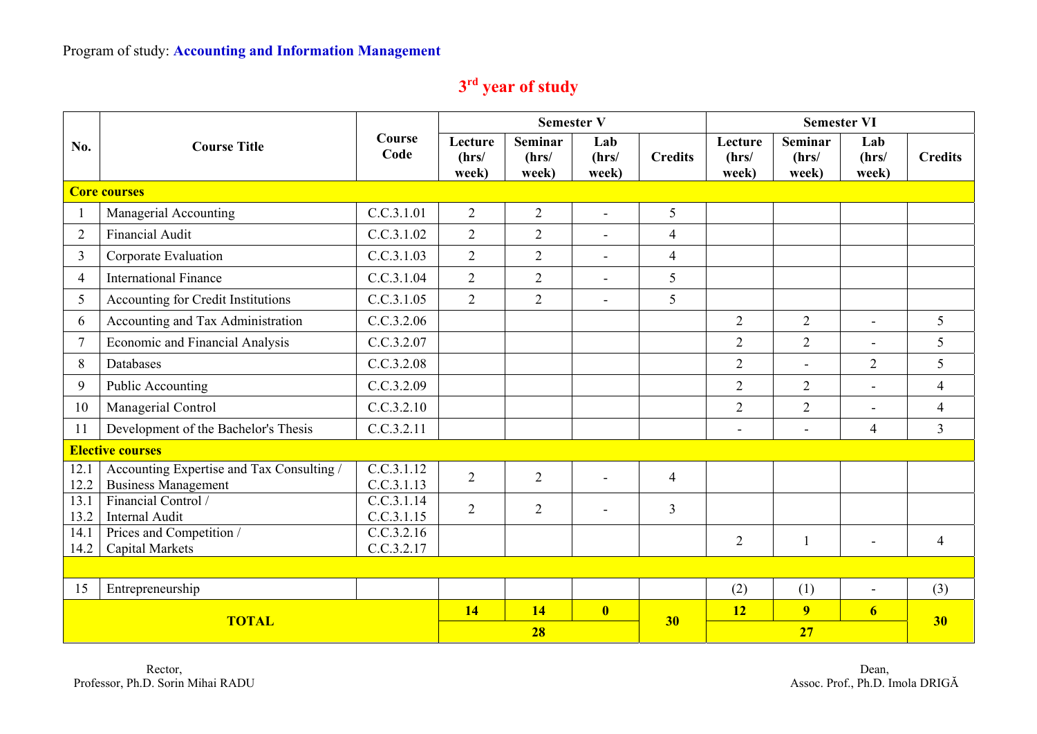Program of study: **Accounting and Information Management**

## 3rd year of study

| No. | Course Title | Course Code | Semester V | | | | Semester VI | | | |
|---|---|---|---|---|---|---|---|---|---|---|
| | | | Lecture (hrs/ week) | Seminar (hrs/ week) | Lab (hrs/ week) | Credits | Lecture (hrs/ week) | Seminar (hrs/ week) | Lab (hrs/ week) | Credits |
| **Core courses** | | | | | | | | | | |
| 1 | Managerial Accounting | C.C.3.1.01 | 2 | 2 | - | 5 | | | | |
| 2 | Financial Audit | C.C.3.1.02 | 2 | 2 | - | 4 | | | | |
| 3 | Corporate Evaluation | C.C.3.1.03 | 2 | 2 | - | 4 | | | | |
| 4 | International Finance | C.C.3.1.04 | 2 | 2 | - | 5 | | | | |
| 5 | Accounting for Credit Institutions | C.C.3.1.05 | 2 | 2 | - | 5 | | | | |
| 6 | Accounting and Tax Administration | C.C.3.2.06 | | | | | 2 | 2 | - | 5 |
| 7 | Economic and Financial Analysis | C.C.3.2.07 | | | | | 2 | 2 | - | 5 |
| 8 | Databases | C.C.3.2.08 | | | | | 2 | - | 2 | 5 |
| 9 | Public Accounting | C.C.3.2.09 | | | | | 2 | 2 | - | 4 |
| 10 | Managerial Control | C.C.3.2.10 | | | | | 2 | 2 | - | 4 |
| 11 | Development of the Bachelor's Thesis | C.C.3.2.11 | | | | | - | - | 4 | 3 |
| **Elective courses** | | | | | | | | | | |
| 12.1<br>12.2 | Accounting Expertise and Tax Consulting /<br>Business Management | C.C.3.1.12<br>C.C.3.1.13 | 2 | 2 | - | 4 | | | | |
| 13.1<br>13.2 | Financial Control /<br>Internal Audit | C.C.3.1.14<br>C.C.3.1.15 | 2 | 2 | - | 3 | | | | |
| 14.1<br>14.2 | Prices and Competition /<br>Capital Markets | C.C.3.2.16<br>C.C.3.2.17 | | | | | 2 | 1 | - | 4 |
| | | | | | | | | | | |
| 15 | Entrepreneurship | | | | | | (2) | (1) | - | (3) |
| **TOTAL** | | | **14** | **14** | **0** | **30** | **12** | **9** | **6** | **30** |
| | | | **28** | | | | **27** | | | |

Rector,
Professor, Ph.D. Sorin Mihai RADU

Dean,
Assoc. Prof., Ph.D. Imola DRIGĂ